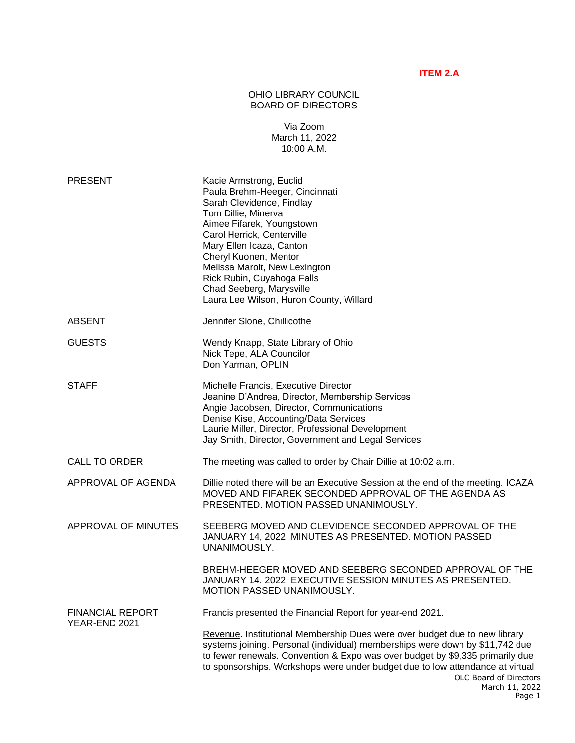**ITEM 2.A**

OHIO LIBRARY COUNCIL
BOARD OF DIRECTORS

Via Zoom
March 11, 2022
10:00 A.M.

PRESENT
Kacie Armstrong, Euclid
Paula Brehm-Heeger, Cincinnati
Sarah Clevidence, Findlay
Tom Dillie, Minerva
Aimee Fifarek, Youngstown
Carol Herrick, Centerville
Mary Ellen Icaza, Canton
Cheryl Kuonen, Mentor
Melissa Marolt, New Lexington
Rick Rubin, Cuyahoga Falls
Chad Seeberg, Marysville
Laura Lee Wilson, Huron County, Willard

ABSENT
Jennifer Slone, Chillicothe

GUESTS
Wendy Knapp, State Library of Ohio
Nick Tepe, ALA Councilor
Don Yarman, OPLIN

STAFF
Michelle Francis, Executive Director
Jeanine D'Andrea, Director, Membership Services
Angie Jacobsen, Director, Communications
Denise Kise, Accounting/Data Services
Laurie Miller, Director, Professional Development
Jay Smith, Director, Government and Legal Services

CALL TO ORDER
The meeting was called to order by Chair Dillie at 10:02 a.m.

APPROVAL OF AGENDA
Dillie noted there will be an Executive Session at the end of the meeting. ICAZA MOVED AND FIFAREK SECONDED APPROVAL OF THE AGENDA AS PRESENTED. MOTION PASSED UNANIMOUSLY.

APPROVAL OF MINUTES
SEEBERG MOVED AND CLEVIDENCE SECONDED APPROVAL OF THE JANUARY 14, 2022, MINUTES AS PRESENTED. MOTION PASSED UNANIMOUSLY.

BREHM-HEEGER MOVED AND SEEBERG SECONDED APPROVAL OF THE JANUARY 14, 2022, EXECUTIVE SESSION MINUTES AS PRESENTED. MOTION PASSED UNANIMOUSLY.

FINANCIAL REPORT YEAR-END 2021
Francis presented the Financial Report for year-end 2021.

Revenue. Institutional Membership Dues were over budget due to new library systems joining. Personal (individual) memberships were down by $11,742 due to fewer renewals. Convention & Expo was over budget by $9,335 primarily due to sponsorships. Workshops were under budget due to low attendance at virtual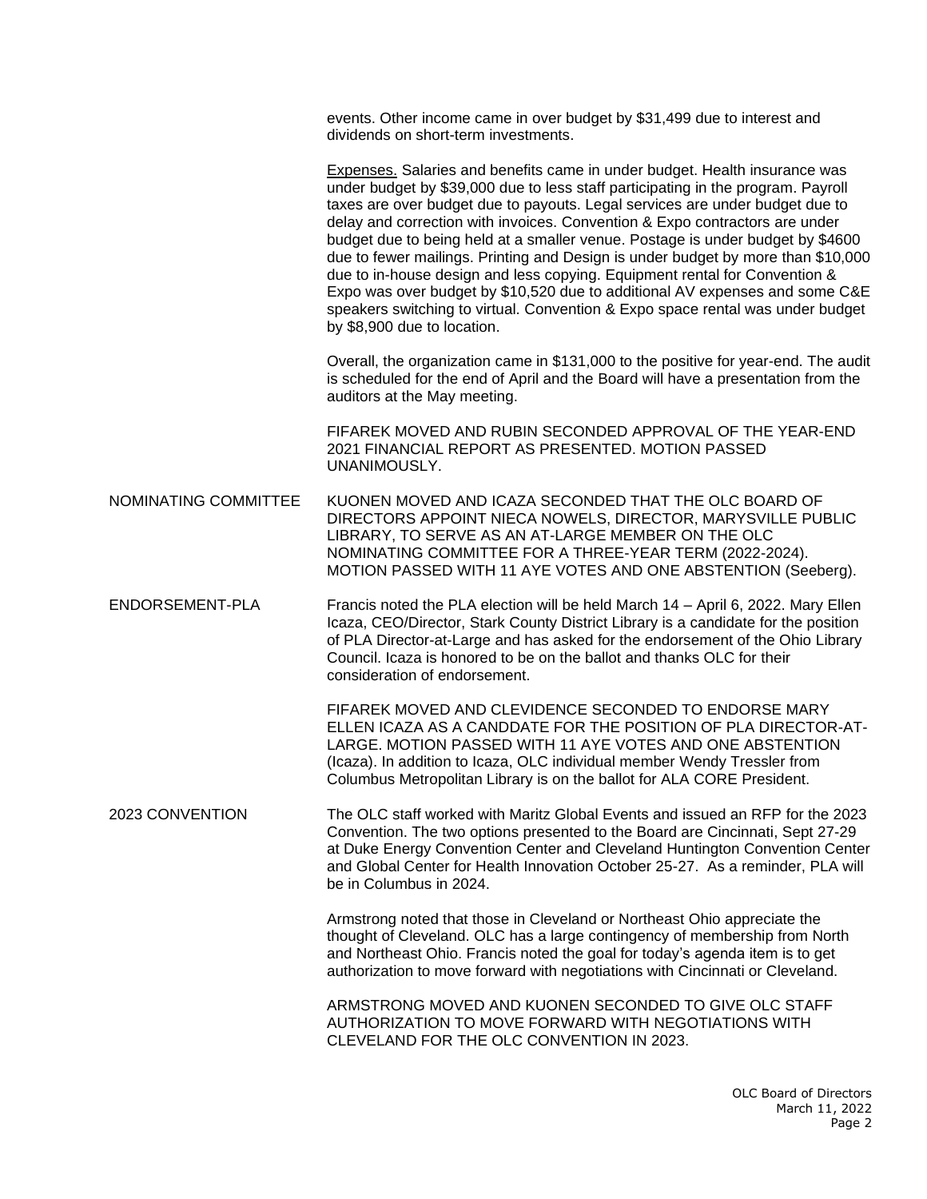events. Other income came in over budget by $31,499 due to interest and dividends on short-term investments.

Expenses. Salaries and benefits came in under budget. Health insurance was under budget by $39,000 due to less staff participating in the program. Payroll taxes are over budget due to payouts. Legal services are under budget due to delay and correction with invoices. Convention & Expo contractors are under budget due to being held at a smaller venue. Postage is under budget by $4600 due to fewer mailings. Printing and Design is under budget by more than $10,000 due to in-house design and less copying. Equipment rental for Convention & Expo was over budget by $10,520 due to additional AV expenses and some C&E speakers switching to virtual. Convention & Expo space rental was under budget by $8,900 due to location.

Overall, the organization came in $131,000 to the positive for year-end. The audit is scheduled for the end of April and the Board will have a presentation from the auditors at the May meeting.

FIFAREK MOVED AND RUBIN SECONDED APPROVAL OF THE YEAR-END 2021 FINANCIAL REPORT AS PRESENTED. MOTION PASSED UNANIMOUSLY.

**NOMINATING COMMITTEE**

KUONEN MOVED AND ICAZA SECONDED THAT THE OLC BOARD OF DIRECTORS APPOINT NIECA NOWELS, DIRECTOR, MARYSVILLE PUBLIC LIBRARY, TO SERVE AS AN AT-LARGE MEMBER ON THE OLC NOMINATING COMMITTEE FOR A THREE-YEAR TERM (2022-2024). MOTION PASSED WITH 11 AYE VOTES AND ONE ABSTENTION (Seeberg).

**ENDORSEMENT-PLA**

Francis noted the PLA election will be held March 14 – April 6, 2022. Mary Ellen Icaza, CEO/Director, Stark County District Library is a candidate for the position of PLA Director-at-Large and has asked for the endorsement of the Ohio Library Council. Icaza is honored to be on the ballot and thanks OLC for their consideration of endorsement.

FIFAREK MOVED AND CLEVIDENCE SECONDED TO ENDORSE MARY ELLEN ICAZA AS A CANDDATE FOR THE POSITION OF PLA DIRECTOR-AT-LARGE. MOTION PASSED WITH 11 AYE VOTES AND ONE ABSTENTION (Icaza). In addition to Icaza, OLC individual member Wendy Tressler from Columbus Metropolitan Library is on the ballot for ALA CORE President.

**2023 CONVENTION**

The OLC staff worked with Maritz Global Events and issued an RFP for the 2023 Convention. The two options presented to the Board are Cincinnati, Sept 27-29 at Duke Energy Convention Center and Cleveland Huntington Convention Center and Global Center for Health Innovation October 25-27. As a reminder, PLA will be in Columbus in 2024.

Armstrong noted that those in Cleveland or Northeast Ohio appreciate the thought of Cleveland. OLC has a large contingency of membership from North and Northeast Ohio. Francis noted the goal for today's agenda item is to get authorization to move forward with negotiations with Cincinnati or Cleveland.

ARMSTRONG MOVED AND KUONEN SECONDED TO GIVE OLC STAFF AUTHORIZATION TO MOVE FORWARD WITH NEGOTIATIONS WITH CLEVELAND FOR THE OLC CONVENTION IN 2023.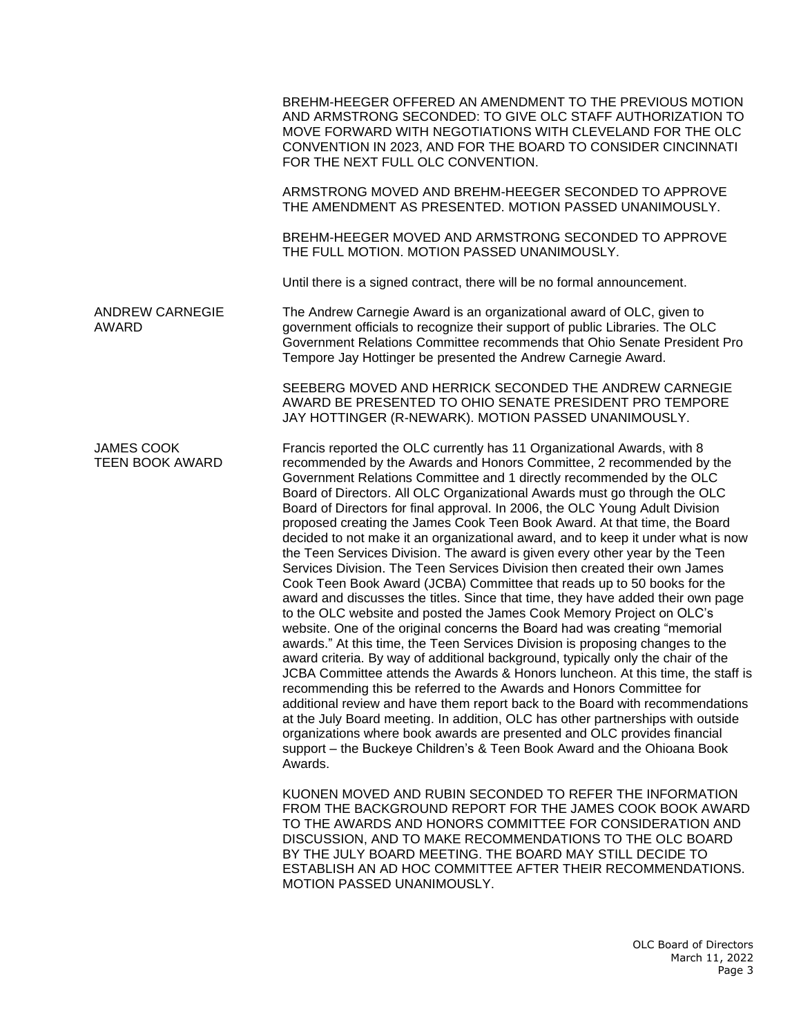BREHM-HEEGER OFFERED AN AMENDMENT TO THE PREVIOUS MOTION AND ARMSTRONG SECONDED: TO GIVE OLC STAFF AUTHORIZATION TO MOVE FORWARD WITH NEGOTIATIONS WITH CLEVELAND FOR THE OLC CONVENTION IN 2023, AND FOR THE BOARD TO CONSIDER CINCINNATI FOR THE NEXT FULL OLC CONVENTION.

ARMSTRONG MOVED AND BREHM-HEEGER SECONDED TO APPROVE THE AMENDMENT AS PRESENTED. MOTION PASSED UNANIMOUSLY.

BREHM-HEEGER MOVED AND ARMSTRONG SECONDED TO APPROVE THE FULL MOTION. MOTION PASSED UNANIMOUSLY.

Until there is a signed contract, there will be no formal announcement.

**ANDREW CARNEGIE AWARD**

The Andrew Carnegie Award is an organizational award of OLC, given to government officials to recognize their support of public Libraries. The OLC Government Relations Committee recommends that Ohio Senate President Pro Tempore Jay Hottinger be presented the Andrew Carnegie Award.

SEEBERG MOVED AND HERRICK SECONDED THE ANDREW CARNEGIE AWARD BE PRESENTED TO OHIO SENATE PRESIDENT PRO TEMPORE JAY HOTTINGER (R-NEWARK). MOTION PASSED UNANIMOUSLY.

**JAMES COOK TEEN BOOK AWARD**

Francis reported the OLC currently has 11 Organizational Awards, with 8 recommended by the Awards and Honors Committee, 2 recommended by the Government Relations Committee and 1 directly recommended by the OLC Board of Directors. All OLC Organizational Awards must go through the OLC Board of Directors for final approval. In 2006, the OLC Young Adult Division proposed creating the James Cook Teen Book Award. At that time, the Board decided to not make it an organizational award, and to keep it under what is now the Teen Services Division. The award is given every other year by the Teen Services Division. The Teen Services Division then created their own James Cook Teen Book Award (JCBA) Committee that reads up to 50 books for the award and discusses the titles. Since that time, they have added their own page to the OLC website and posted the James Cook Memory Project on OLC's website. One of the original concerns the Board had was creating "memorial awards." At this time, the Teen Services Division is proposing changes to the award criteria. By way of additional background, typically only the chair of the JCBA Committee attends the Awards & Honors luncheon. At this time, the staff is recommending this be referred to the Awards and Honors Committee for additional review and have them report back to the Board with recommendations at the July Board meeting. In addition, OLC has other partnerships with outside organizations where book awards are presented and OLC provides financial support – the Buckeye Children's & Teen Book Award and the Ohioana Book Awards.

KUONEN MOVED AND RUBIN SECONDED TO REFER THE INFORMATION FROM THE BACKGROUND REPORT FOR THE JAMES COOK BOOK AWARD TO THE AWARDS AND HONORS COMMITTEE FOR CONSIDERATION AND DISCUSSION, AND TO MAKE RECOMMENDATIONS TO THE OLC BOARD BY THE JULY BOARD MEETING. THE BOARD MAY STILL DECIDE TO ESTABLISH AN AD HOC COMMITTEE AFTER THEIR RECOMMENDATIONS. MOTION PASSED UNANIMOUSLY.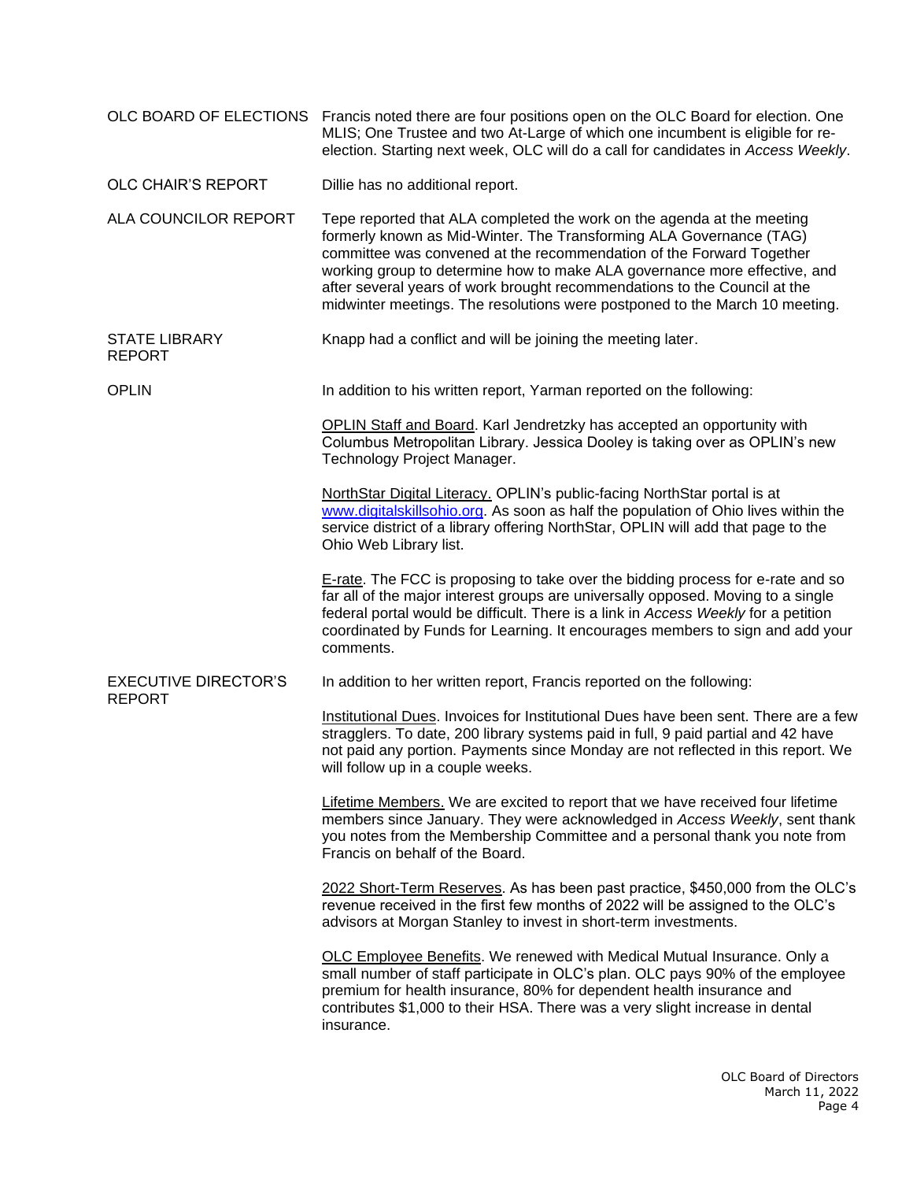**OLC BOARD OF ELECTIONS**

Francis noted there are four positions open on the OLC Board for election. One MLIS; One Trustee and two At-Large of which one incumbent is eligible for re-election. Starting next week, OLC will do a call for candidates in *Access Weekly*.

**OLC CHAIR'S REPORT**

Dillie has no additional report.

**ALA COUNCILOR REPORT**

Tepe reported that ALA completed the work on the agenda at the meeting formerly known as Mid-Winter. The Transforming ALA Governance (TAG) committee was convened at the recommendation of the Forward Together working group to determine how to make ALA governance more effective, and after several years of work brought recommendations to the Council at the midwinter meetings. The resolutions were postponed to the March 10 meeting.

**STATE LIBRARY REPORT**

Knapp had a conflict and will be joining the meeting later.

**OPLIN**

In addition to his written report, Yarman reported on the following:

<u>OPLIN Staff and Board</u>. Karl Jendretzky has accepted an opportunity with Columbus Metropolitan Library. Jessica Dooley is taking over as OPLIN's new Technology Project Manager.

<u>NorthStar Digital Literacy.</u> OPLIN's public-facing NorthStar portal is at www.digitalskillsohio.org. As soon as half the population of Ohio lives within the service district of a library offering NorthStar, OPLIN will add that page to the Ohio Web Library list.

<u>E-rate</u>. The FCC is proposing to take over the bidding process for e-rate and so far all of the major interest groups are universally opposed. Moving to a single federal portal would be difficult. There is a link in *Access Weekly* for a petition coordinated by Funds for Learning. It encourages members to sign and add your comments.

**EXECUTIVE DIRECTOR'S REPORT**

In addition to her written report, Francis reported on the following:

<u>Institutional Dues</u>. Invoices for Institutional Dues have been sent. There are a few stragglers. To date, 200 library systems paid in full, 9 paid partial and 42 have not paid any portion. Payments since Monday are not reflected in this report. We will follow up in a couple weeks.

<u>Lifetime Members.</u> We are excited to report that we have received four lifetime members since January. They were acknowledged in *Access Weekly*, sent thank you notes from the Membership Committee and a personal thank you note from Francis on behalf of the Board.

<u>2022 Short-Term Reserves</u>. As has been past practice, $450,000 from the OLC's revenue received in the first few months of 2022 will be assigned to the OLC's advisors at Morgan Stanley to invest in short-term investments.

<u>OLC Employee Benefits</u>. We renewed with Medical Mutual Insurance. Only a small number of staff participate in OLC's plan. OLC pays 90% of the employee premium for health insurance, 80% for dependent health insurance and contributes $1,000 to their HSA. There was a very slight increase in dental insurance.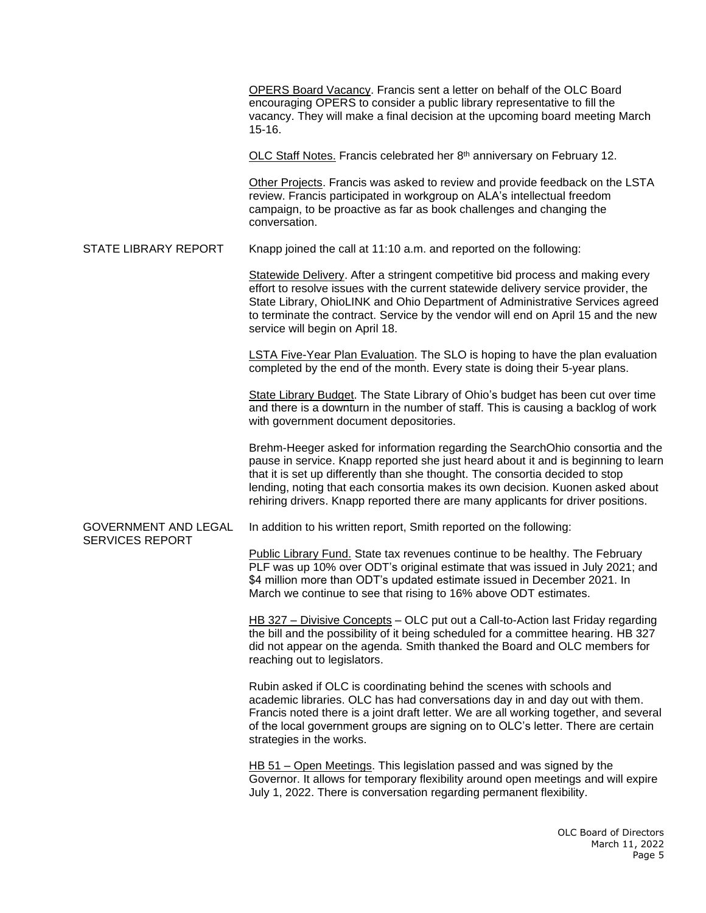OPERS Board Vacancy. Francis sent a letter on behalf of the OLC Board encouraging OPERS to consider a public library representative to fill the vacancy. They will make a final decision at the upcoming board meeting March 15-16.

OLC Staff Notes. Francis celebrated her 8th anniversary on February 12.

Other Projects. Francis was asked to review and provide feedback on the LSTA review. Francis participated in workgroup on ALA's intellectual freedom campaign, to be proactive as far as book challenges and changing the conversation.

## STATE LIBRARY REPORT

Knapp joined the call at 11:10 a.m. and reported on the following:

Statewide Delivery. After a stringent competitive bid process and making every effort to resolve issues with the current statewide delivery service provider, the State Library, OhioLINK and Ohio Department of Administrative Services agreed to terminate the contract. Service by the vendor will end on April 15 and the new service will begin on April 18.

LSTA Five-Year Plan Evaluation. The SLO is hoping to have the plan evaluation completed by the end of the month. Every state is doing their 5-year plans.

State Library Budget. The State Library of Ohio's budget has been cut over time and there is a downturn in the number of staff. This is causing a backlog of work with government document depositories.

Brehm-Heeger asked for information regarding the SearchOhio consortia and the pause in service. Knapp reported she just heard about it and is beginning to learn that it is set up differently than she thought. The consortia decided to stop lending, noting that each consortia makes its own decision. Kuonen asked about rehiring drivers. Knapp reported there are many applicants for driver positions.

## GOVERNMENT AND LEGAL SERVICES REPORT

In addition to his written report, Smith reported on the following:

Public Library Fund. State tax revenues continue to be healthy. The February PLF was up 10% over ODT's original estimate that was issued in July 2021; and $4 million more than ODT's updated estimate issued in December 2021. In March we continue to see that rising to 16% above ODT estimates.

HB 327 – Divisive Concepts – OLC put out a Call-to-Action last Friday regarding the bill and the possibility of it being scheduled for a committee hearing. HB 327 did not appear on the agenda. Smith thanked the Board and OLC members for reaching out to legislators.

Rubin asked if OLC is coordinating behind the scenes with schools and academic libraries. OLC has had conversations day in and day out with them. Francis noted there is a joint draft letter. We are all working together, and several of the local government groups are signing on to OLC's letter. There are certain strategies in the works.

HB 51 – Open Meetings. This legislation passed and was signed by the Governor. It allows for temporary flexibility around open meetings and will expire July 1, 2022. There is conversation regarding permanent flexibility.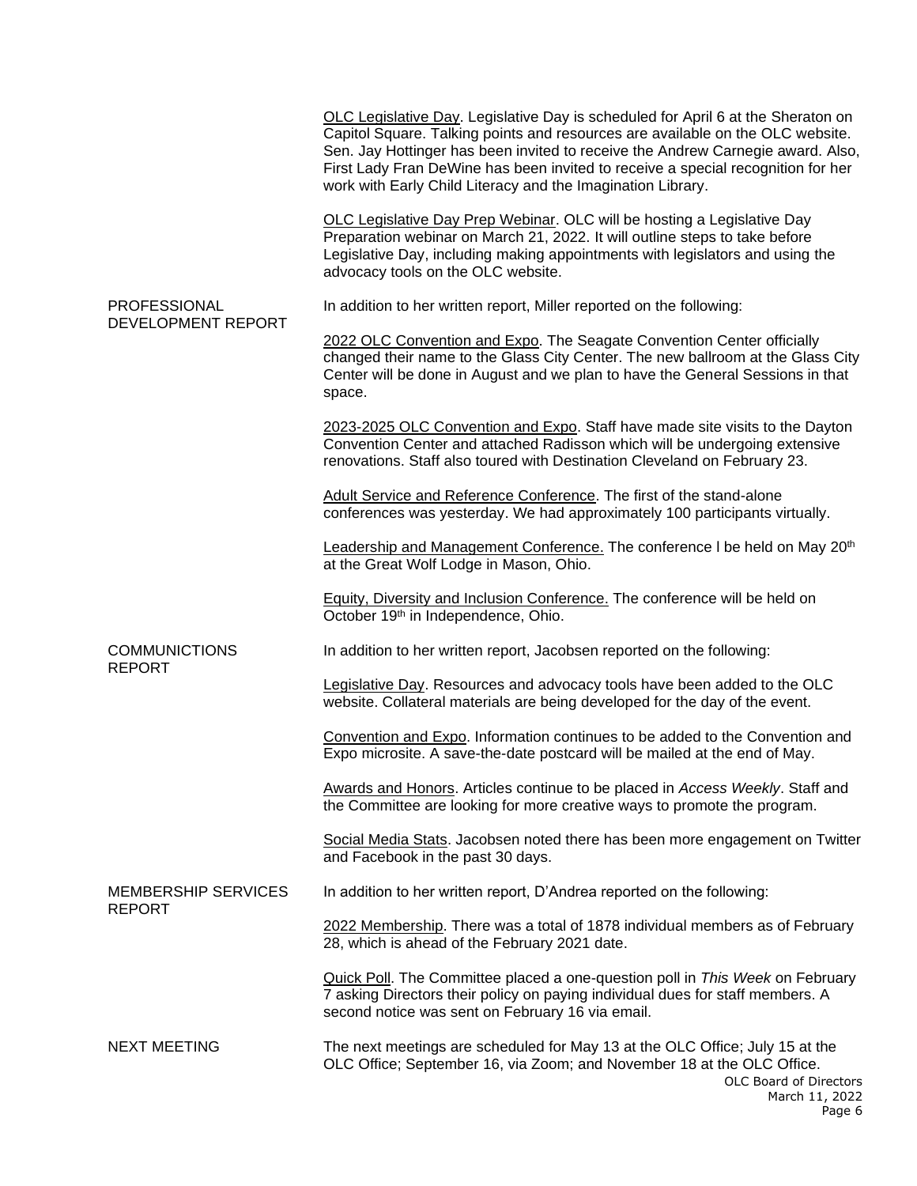OLC Legislative Day. Legislative Day is scheduled for April 6 at the Sheraton on Capitol Square. Talking points and resources are available on the OLC website. Sen. Jay Hottinger has been invited to receive the Andrew Carnegie award. Also, First Lady Fran DeWine has been invited to receive a special recognition for her work with Early Child Literacy and the Imagination Library.

OLC Legislative Day Prep Webinar. OLC will be hosting a Legislative Day Preparation webinar on March 21, 2022. It will outline steps to take before Legislative Day, including making appointments with legislators and using the advocacy tools on the OLC website.

**PROFESSIONAL DEVELOPMENT REPORT**

In addition to her written report, Miller reported on the following:

2022 OLC Convention and Expo. The Seagate Convention Center officially changed their name to the Glass City Center. The new ballroom at the Glass City Center will be done in August and we plan to have the General Sessions in that space.

2023-2025 OLC Convention and Expo. Staff have made site visits to the Dayton Convention Center and attached Radisson which will be undergoing extensive renovations. Staff also toured with Destination Cleveland on February 23.

Adult Service and Reference Conference. The first of the stand-alone conferences was yesterday. We had approximately 100 participants virtually.

Leadership and Management Conference. The conference l be held on May 20th at the Great Wolf Lodge in Mason, Ohio.

Equity, Diversity and Inclusion Conference. The conference will be held on October 19th in Independence, Ohio.

**COMMUNICTIONS REPORT**

In addition to her written report, Jacobsen reported on the following:

Legislative Day. Resources and advocacy tools have been added to the OLC website. Collateral materials are being developed for the day of the event.

Convention and Expo. Information continues to be added to the Convention and Expo microsite. A save-the-date postcard will be mailed at the end of May.

Awards and Honors. Articles continue to be placed in *Access Weekly*. Staff and the Committee are looking for more creative ways to promote the program.

Social Media Stats. Jacobsen noted there has been more engagement on Twitter and Facebook in the past 30 days.

**MEMBERSHIP SERVICES REPORT**

In addition to her written report, D'Andrea reported on the following:

2022 Membership. There was a total of 1878 individual members as of February 28, which is ahead of the February 2021 date.

Quick Poll. The Committee placed a one-question poll in *This Week* on February 7 asking Directors their policy on paying individual dues for staff members. A second notice was sent on February 16 via email.

**NEXT MEETING**

The next meetings are scheduled for May 13 at the OLC Office; July 15 at the OLC Office; September 16, via Zoom; and November 18 at the OLC Office.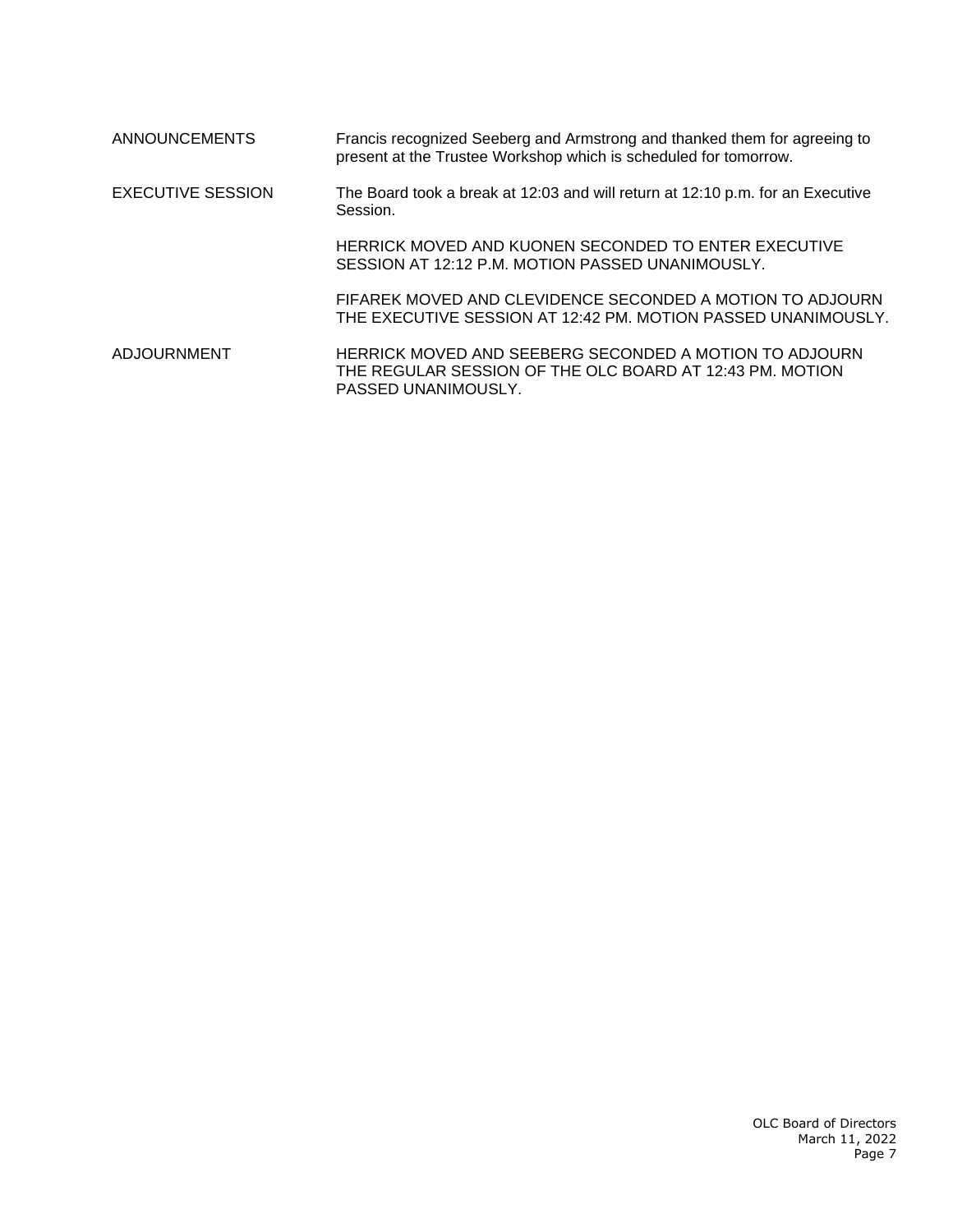ANNOUNCEMENTS

Francis recognized Seeberg and Armstrong and thanked them for agreeing to present at the Trustee Workshop which is scheduled for tomorrow.

EXECUTIVE SESSION

The Board took a break at 12:03 and will return at 12:10 p.m. for an Executive Session.

HERRICK MOVED AND KUONEN SECONDED TO ENTER EXECUTIVE SESSION AT 12:12 P.M. MOTION PASSED UNANIMOUSLY.

FIFAREK MOVED AND CLEVIDENCE SECONDED A MOTION TO ADJOURN THE EXECUTIVE SESSION AT 12:42 PM. MOTION PASSED UNANIMOUSLY.

ADJOURNMENT

HERRICK MOVED AND SEEBERG SECONDED A MOTION TO ADJOURN THE REGULAR SESSION OF THE OLC BOARD AT 12:43 PM. MOTION PASSED UNANIMOUSLY.